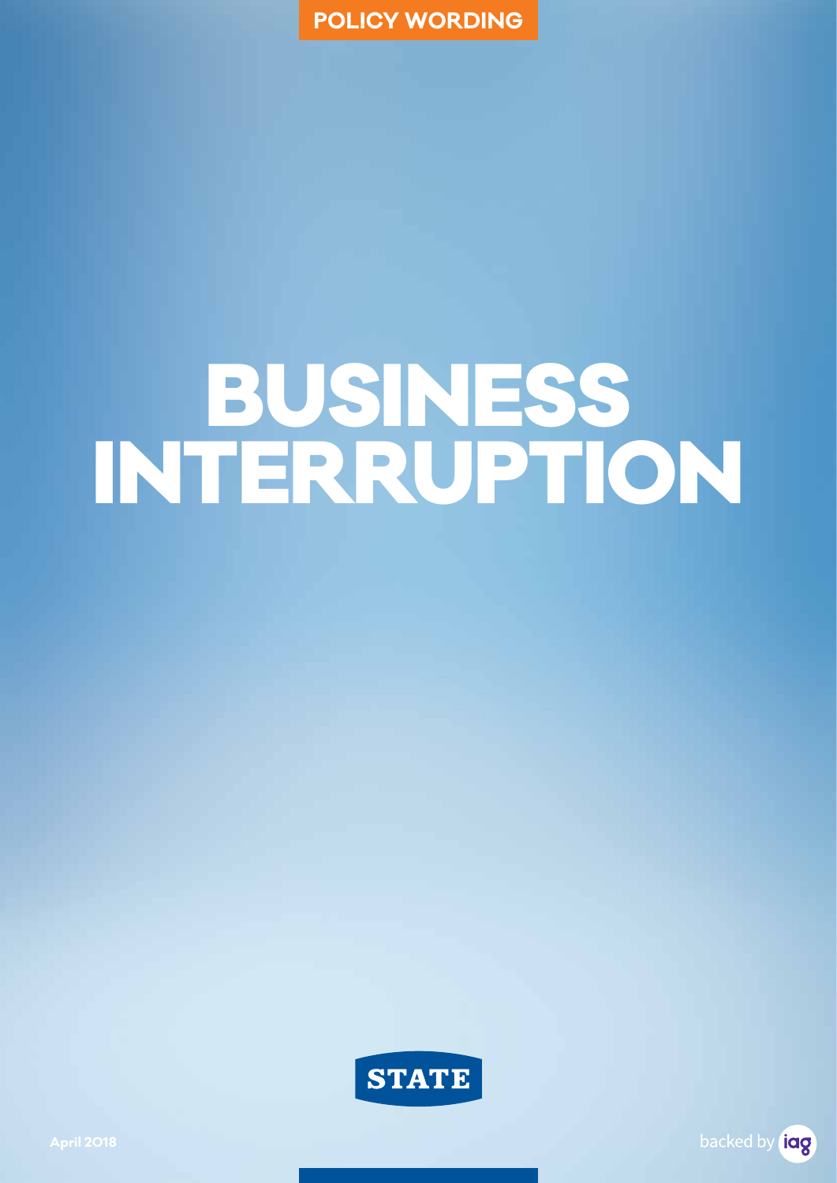POLICY WORDING

# BUSINESS INTERRUPTION

STATE

April 2018

backed by iag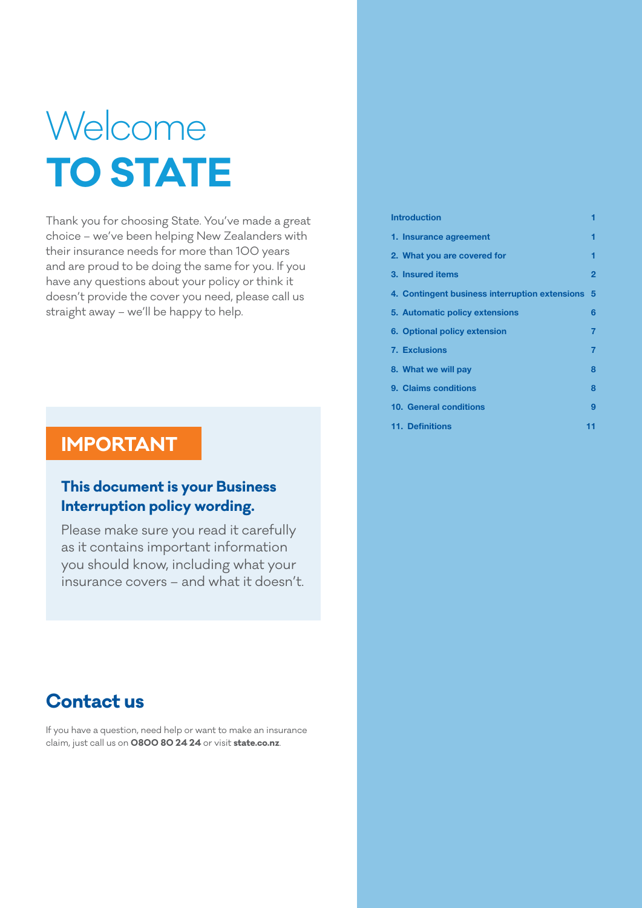# Welcome **TO STATE**

Thank you for choosing State. You've made a great choice – we've been helping New Zealanders with their insurance needs for more than 100 years and are proud to be doing the same for you. If you have any questions about your policy or think it doesn't provide the cover you need, please call us straight away – we'll be happy to help.

## IMPORTANT

**This document is your Business Interruption policy wording.**

Please make sure you read it carefully as it contains important information you should know, including what your insurance covers – and what it doesn't.

## Contact us

If you have a question, need help or want to make an insurance claim, just call us on **0800 80 24 24** or visit **state.co.nz**.

| | |
|---|---|
| Introduction | 1 |
| 1. Insurance agreement | 1 |
| 2. What you are covered for | 1 |
| 3. Insured items | 2 |
| 4. Contingent business interruption extensions | 5 |
| 5. Automatic policy extensions | 6 |
| 6. Optional policy extension | 7 |
| 7. Exclusions | 7 |
| 8. What we will pay | 8 |
| 9. Claims conditions | 8 |
| 10. General conditions | 9 |
| 11. Definitions | 11 |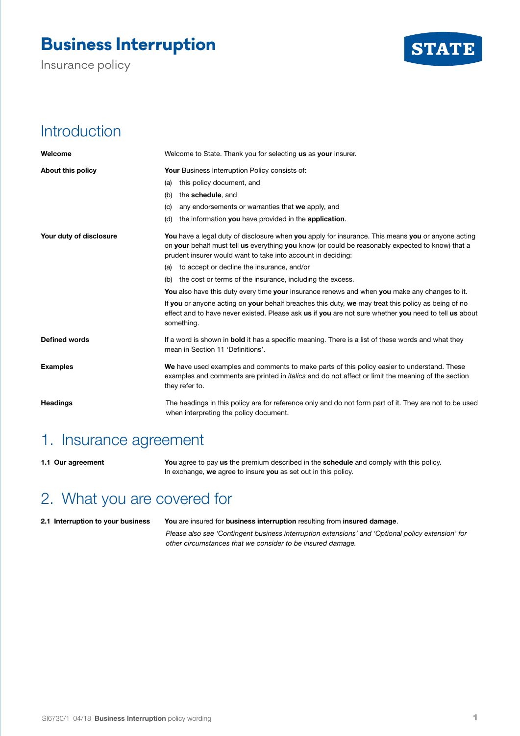# Business Interruption

Insurance policy

## Introduction

**Welcome**

Welcome to State. Thank you for selecting **us** as **your** insurer.

**About this policy**

**Your** Business Interruption Policy consists of:

(a) this policy document, and

(b) the **schedule**, and

(c) any endorsements or warranties that **we** apply, and

(d) the information **you** have provided in the **application**.

**Your duty of disclosure**

**You** have a legal duty of disclosure when **you** apply for insurance. This means **you** or anyone acting on **your** behalf must tell **us** everything **you** know (or could be reasonably expected to know) that a prudent insurer would want to take into account in deciding:

(a) to accept or decline the insurance, and/or

(b) the cost or terms of the insurance, including the excess.

**You** also have this duty every time **your** insurance renews and when **you** make any changes to it.

If **you** or anyone acting on **your** behalf breaches this duty, **we** may treat this policy as being of no effect and to have never existed. Please ask **us** if **you** are not sure whether **you** need to tell **us** about something.

**Defined words**

If a word is shown in **bold** it has a specific meaning. There is a list of these words and what they mean in Section 11 'Definitions'.

**Examples**

**We** have used examples and comments to make parts of this policy easier to understand. These examples and comments are printed in *italics* and do not affect or limit the meaning of the section they refer to.

**Headings**

The headings in this policy are for reference only and do not form part of it. They are not to be used when interpreting the policy document.

## 1. Insurance agreement

**1.1 Our agreement**

**You** agree to pay **us** the premium described in the **schedule** and comply with this policy. In exchange, **we** agree to insure **you** as set out in this policy.

## 2. What you are covered for

**2.1 Interruption to your business**

**You** are insured for **business interruption** resulting from **insured damage**.

*Please also see 'Contingent business interruption extensions' and 'Optional policy extension' for other circumstances that we consider to be insured damage.*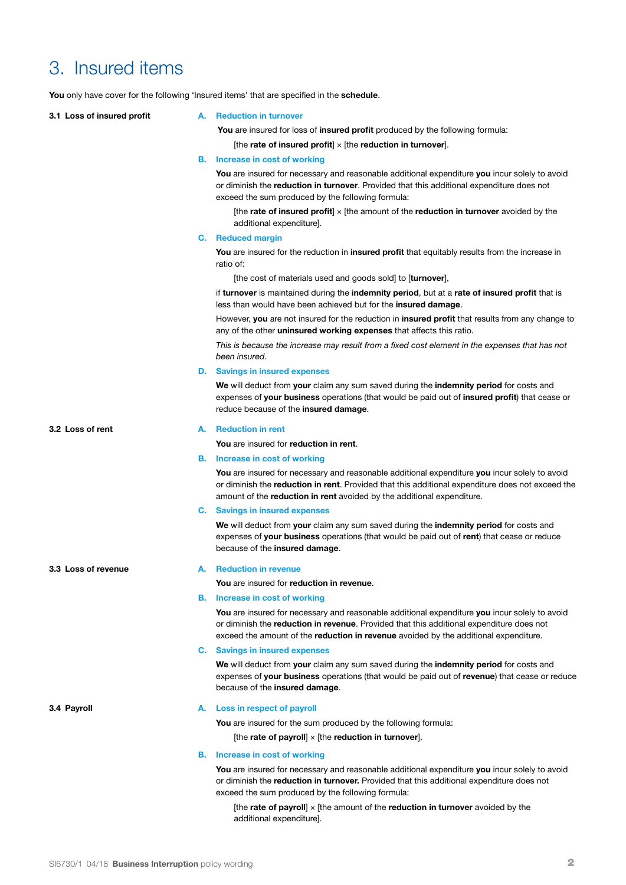# 3. Insured items

**You** only have cover for the following 'Insured items' that are specified in the **schedule**.

### 3.1 Loss of insured profit

**A. Reduction in turnover**

**You** are insured for loss of **insured profit** produced by the following formula:

[the **rate of insured profit**] × [the **reduction in turnover**].

**B. Increase in cost of working**

**You** are insured for necessary and reasonable additional expenditure **you** incur solely to avoid or diminish the **reduction in turnover**. Provided that this additional expenditure does not exceed the sum produced by the following formula:

[the **rate of insured profit**] × [the amount of the **reduction in turnover** avoided by the additional expenditure].

**C. Reduced margin**

**You** are insured for the reduction in **insured profit** that equitably results from the increase in ratio of:

[the cost of materials used and goods sold] to [**turnover**],

if **turnover** is maintained during the **indemnity period**, but at a **rate of insured profit** that is less than would have been achieved but for the **insured damage**.

However, **you** are not insured for the reduction in **insured profit** that results from any change to any of the other **uninsured working expenses** that affects this ratio.

*This is because the increase may result from a fixed cost element in the expenses that has not been insured.*

**D. Savings in insured expenses**

**We** will deduct from **your** claim any sum saved during the **indemnity period** for costs and expenses of **your business** operations (that would be paid out of **insured profit**) that cease or reduce because of the **insured damage**.

### 3.2 Loss of rent

**A. Reduction in rent**

**You** are insured for **reduction in rent**.

**B. Increase in cost of working**

**You** are insured for necessary and reasonable additional expenditure **you** incur solely to avoid or diminish the **reduction in rent**. Provided that this additional expenditure does not exceed the amount of the **reduction in rent** avoided by the additional expenditure.

**C. Savings in insured expenses**

**We** will deduct from **your** claim any sum saved during the **indemnity period** for costs and expenses of **your business** operations (that would be paid out of **rent**) that cease or reduce because of the **insured damage**.

### 3.3 Loss of revenue

**A. Reduction in revenue**

**You** are insured for **reduction in revenue**.

**B. Increase in cost of working**

**You** are insured for necessary and reasonable additional expenditure **you** incur solely to avoid or diminish the **reduction in revenue**. Provided that this additional expenditure does not exceed the amount of the **reduction in revenue** avoided by the additional expenditure.

**C. Savings in insured expenses**

**We** will deduct from **your** claim any sum saved during the **indemnity period** for costs and expenses of **your business** operations (that would be paid out of **revenue**) that cease or reduce because of the **insured damage**.

### 3.4 Payroll

**A. Loss in respect of payroll**

**You** are insured for the sum produced by the following formula:

[the **rate of payroll**] × [the **reduction in turnover**].

**B. Increase in cost of working**

**You** are insured for necessary and reasonable additional expenditure **you** incur solely to avoid or diminish the **reduction in turnover.** Provided that this additional expenditure does not exceed the sum produced by the following formula:

[the **rate of payroll**] × [the amount of the **reduction in turnover** avoided by the additional expenditure].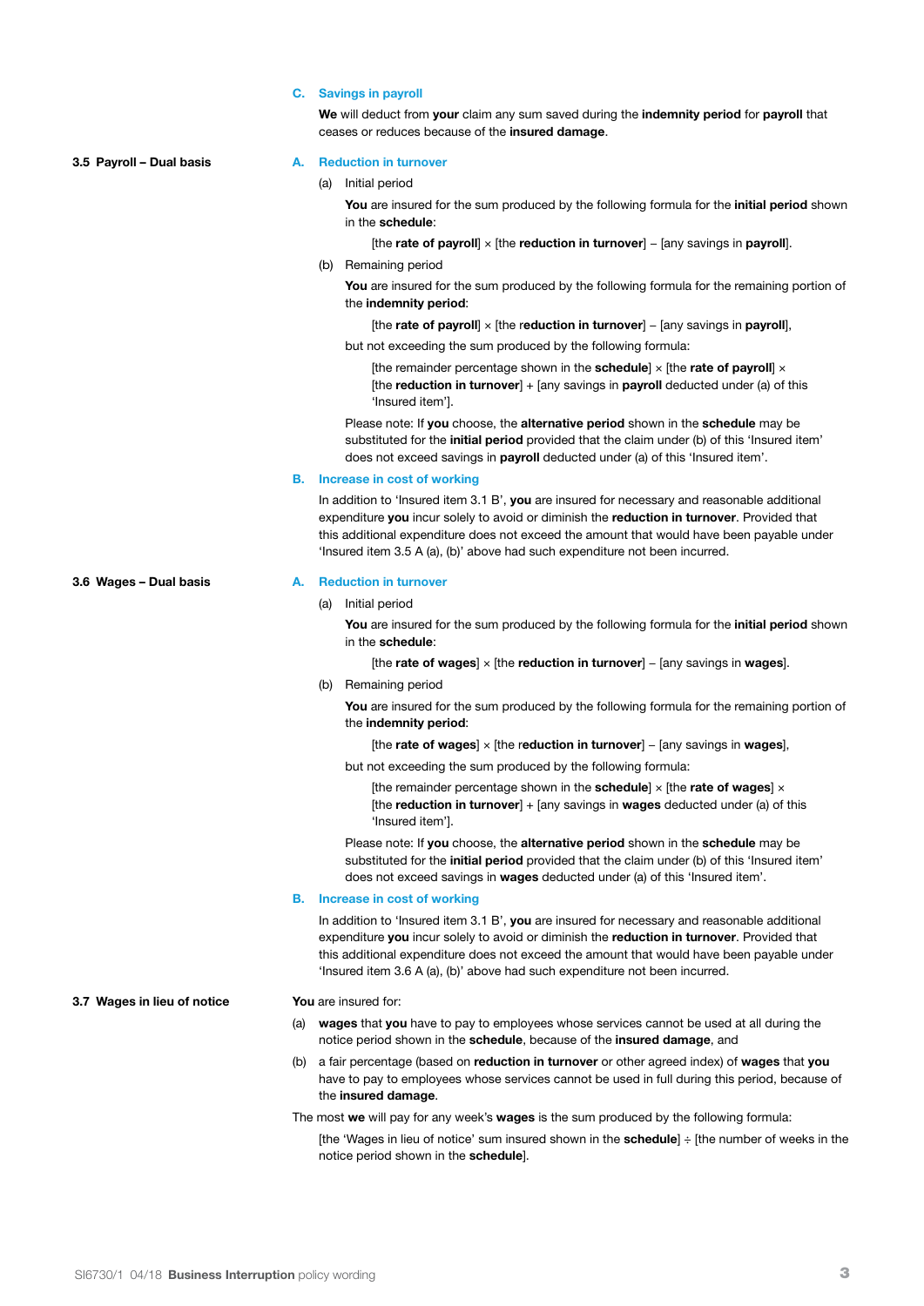**C. Savings in payroll**

**We** will deduct from **your** claim any sum saved during the **indemnity period** for **payroll** that ceases or reduces because of the **insured damage**.

### 3.5 Payroll – Dual basis

**A. Reduction in turnover**

(a) Initial period

**You** are insured for the sum produced by the following formula for the **initial period** shown in the **schedule**:

[the **rate of payroll**] × [the **reduction in turnover**] – [any savings in **payroll**].

(b) Remaining period

**You** are insured for the sum produced by the following formula for the remaining portion of the **indemnity period**:

[the **rate of payroll**] × [the **reduction in turnover**] – [any savings in **payroll**],

but not exceeding the sum produced by the following formula:

[the remainder percentage shown in the **schedule**] × [the **rate of payroll**] × [the **reduction in turnover**] + [any savings in **payroll** deducted under (a) of this 'Insured item'].

Please note: If **you** choose, the **alternative period** shown in the **schedule** may be substituted for the **initial period** provided that the claim under (b) of this 'Insured item' does not exceed savings in **payroll** deducted under (a) of this 'Insured item'.

**B. Increase in cost of working**

In addition to 'Insured item 3.1 B', **you** are insured for necessary and reasonable additional expenditure **you** incur solely to avoid or diminish the **reduction in turnover**. Provided that this additional expenditure does not exceed the amount that would have been payable under 'Insured item 3.5 A (a), (b)' above had such expenditure not been incurred.

### 3.6 Wages – Dual basis

**A. Reduction in turnover**

(a) Initial period

**You** are insured for the sum produced by the following formula for the **initial period** shown in the **schedule**:

[the **rate of wages**] × [the **reduction in turnover**] – [any savings in **wages**].

(b) Remaining period

**You** are insured for the sum produced by the following formula for the remaining portion of the **indemnity period**:

[the **rate of wages**] × [the **reduction in turnover**] – [any savings in **wages**],

but not exceeding the sum produced by the following formula:

[the remainder percentage shown in the **schedule**] × [the **rate of wages**] × [the **reduction in turnover**] + [any savings in **wages** deducted under (a) of this 'Insured item'].

Please note: If **you** choose, the **alternative period** shown in the **schedule** may be substituted for the **initial period** provided that the claim under (b) of this 'Insured item' does not exceed savings in **wages** deducted under (a) of this 'Insured item'.

**B. Increase in cost of working**

In addition to 'Insured item 3.1 B', **you** are insured for necessary and reasonable additional expenditure **you** incur solely to avoid or diminish the **reduction in turnover**. Provided that this additional expenditure does not exceed the amount that would have been payable under 'Insured item 3.6 A (a), (b)' above had such expenditure not been incurred.

### 3.7 Wages in lieu of notice

**You** are insured for:

(a) **wages** that **you** have to pay to employees whose services cannot be used at all during the notice period shown in the **schedule**, because of the **insured damage**, and

(b) a fair percentage (based on **reduction in turnover** or other agreed index) of **wages** that **you** have to pay to employees whose services cannot be used in full during this period, because of the **insured damage**.

The most **we** will pay for any week's **wages** is the sum produced by the following formula:

[the 'Wages in lieu of notice' sum insured shown in the **schedule**] ÷ [the number of weeks in the notice period shown in the **schedule**].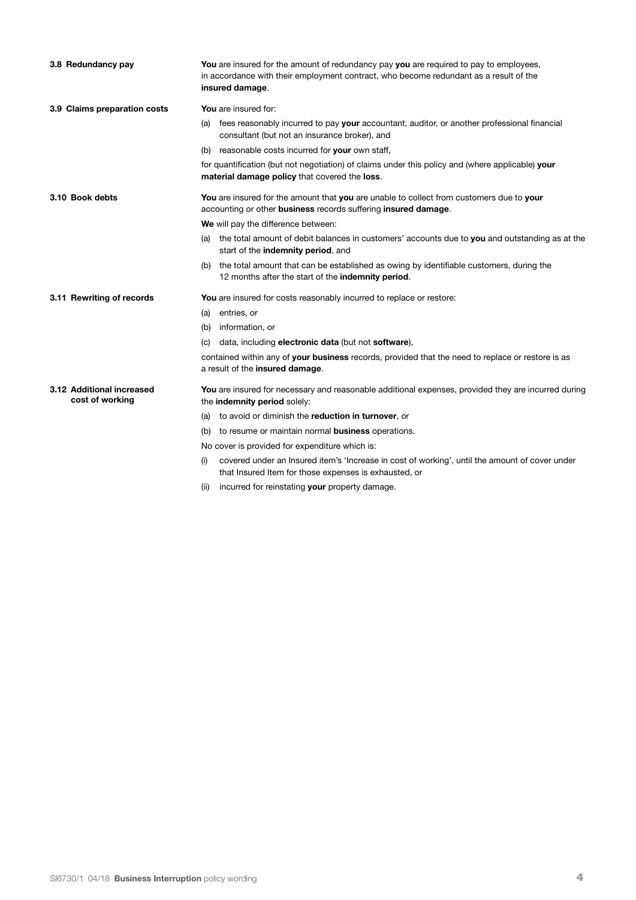### 3.8 Redundancy pay

**You** are insured for the amount of redundancy pay **you** are required to pay to employees, in accordance with their employment contract, who become redundant as a result of the **insured damage**.

### 3.9 Claims preparation costs

**You** are insured for:

(a) fees reasonably incurred to pay **your** accountant, auditor, or another professional financial consultant (but not an insurance broker), and

(b) reasonable costs incurred for **your** own staff,

for quantification (but not negotiation) of claims under this policy and (where applicable) **your material damage policy** that covered the **loss**.

### 3.10 Book debts

**You** are insured for the amount that **you** are unable to collect from customers due to **your** accounting or other **business** records suffering **insured damage**.

**We** will pay the difference between:

(a) the total amount of debit balances in customers' accounts due to **you** and outstanding as at the start of the **indemnity period**, and

(b) the total amount that can be established as owing by identifiable customers, during the 12 months after the start of the **indemnity period**.

### 3.11 Rewriting of records

**You** are insured for costs reasonably incurred to replace or restore:

(a) entries, or

(b) information, or

(c) data, including **electronic data** (but not **software**),

contained within any of **your business** records, provided that the need to replace or restore is as a result of the **insured damage**.

### 3.12 Additional increased cost of working

**You** are insured for necessary and reasonable additional expenses, provided they are incurred during the **indemnity period** solely:

(a) to avoid or diminish the **reduction in turnover**, or

(b) to resume or maintain normal **business** operations.

No cover is provided for expenditure which is:

(i) covered under an Insured item's 'Increase in cost of working', until the amount of cover under that Insured Item for those expenses is exhausted, or

(ii) incurred for reinstating **your** property damage.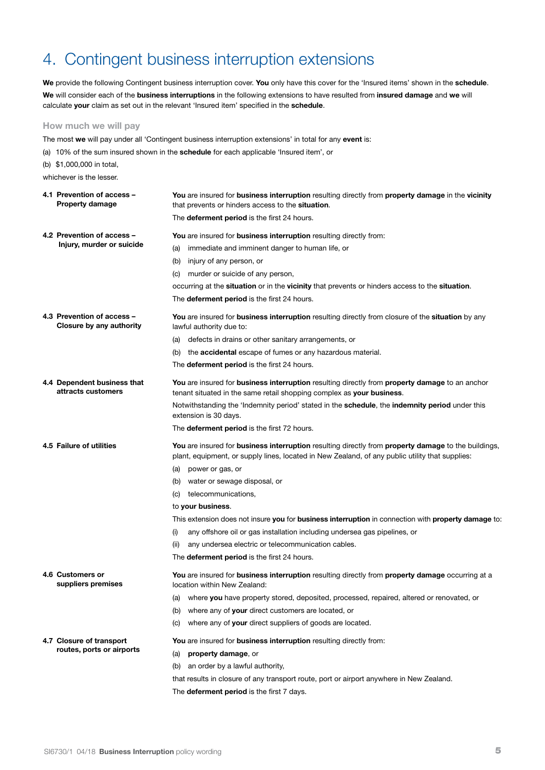# 4. Contingent business interruption extensions

**We** provide the following Contingent business interruption cover. **You** only have this cover for the 'Insured items' shown in the **schedule**.

**We** will consider each of the **business interruptions** in the following extensions to have resulted from **insured damage** and **we** will calculate **your** claim as set out in the relevant 'Insured item' specified in the **schedule**.

### How much we will pay

The most **we** will pay under all 'Contingent business interruption extensions' in total for any **event** is:

(a) 10% of the sum insured shown in the **schedule** for each applicable 'Insured item', or

(b) $1,000,000 in total,

whichever is the lesser.

#### 4.1 Prevention of access – Property damage

**You** are insured for **business interruption** resulting directly from **property damage** in the **vicinity** that prevents or hinders access to the **situation**.

The **deferment period** is the first 24 hours.

#### 4.2 Prevention of access – Injury, murder or suicide

**You** are insured for **business interruption** resulting directly from:

(a) immediate and imminent danger to human life, or

(b) injury of any person, or

(c) murder or suicide of any person,

occurring at the **situation** or in the **vicinity** that prevents or hinders access to the **situation**.

The **deferment period** is the first 24 hours.

#### 4.3 Prevention of access – Closure by any authority

**You** are insured for **business interruption** resulting directly from closure of the **situation** by any lawful authority due to:

(a) defects in drains or other sanitary arrangements, or

(b) the **accidental** escape of fumes or any hazardous material.

The **deferment period** is the first 24 hours.

#### 4.4 Dependent business that attracts customers

**You** are insured for **business interruption** resulting directly from **property damage** to an anchor tenant situated in the same retail shopping complex as **your business**.

Notwithstanding the 'Indemnity period' stated in the **schedule**, the **indemnity period** under this extension is 30 days.

The **deferment period** is the first 72 hours.

#### 4.5 Failure of utilities

**You** are insured for **business interruption** resulting directly from **property damage** to the buildings, plant, equipment, or supply lines, located in New Zealand, of any public utility that supplies:

(a) power or gas, or

(b) water or sewage disposal, or

(c) telecommunications,

to **your business**.

This extension does not insure **you** for **business interruption** in connection with **property damage** to:

(i) any offshore oil or gas installation including undersea gas pipelines, or

(ii) any undersea electric or telecommunication cables.

The **deferment period** is the first 24 hours.

#### 4.6 Customers or suppliers premises

**You** are insured for **business interruption** resulting directly from **property damage** occurring at a location within New Zealand:

(a) where **you** have property stored, deposited, processed, repaired, altered or renovated, or

(b) where any of **your** direct customers are located, or

(c) where any of **your** direct suppliers of goods are located.

#### 4.7 Closure of transport routes, ports or airports

**You** are insured for **business interruption** resulting directly from:

(a) **property damage**, or

(b) an order by a lawful authority,

that results in closure of any transport route, port or airport anywhere in New Zealand.

The **deferment period** is the first 7 days.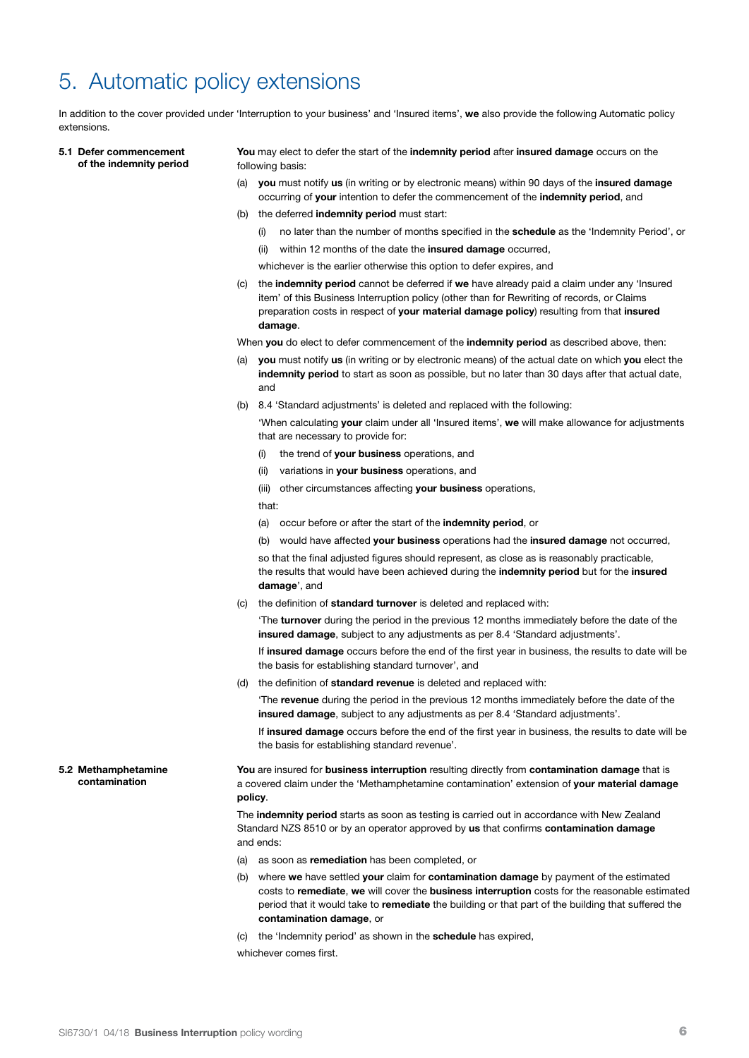# 5. Automatic policy extensions

In addition to the cover provided under 'Interruption to your business' and 'Insured items', **we** also provide the following Automatic policy extensions.

### 5.1 Defer commencement of the indemnity period

**You** may elect to defer the start of the **indemnity period** after **insured damage** occurs on the following basis:

(a) **you** must notify **us** (in writing or by electronic means) within 90 days of the **insured damage** occurring of **your** intention to defer the commencement of the **indemnity period**, and

(b) the deferred **indemnity period** must start:

  (i) no later than the number of months specified in the **schedule** as the 'Indemnity Period', or

  (ii) within 12 months of the date the **insured damage** occurred,

  whichever is the earlier otherwise this option to defer expires, and

(c) the **indemnity period** cannot be deferred if **we** have already paid a claim under any 'Insured item' of this Business Interruption policy (other than for Rewriting of records, or Claims preparation costs in respect of **your material damage policy**) resulting from that **insured damage**.

When **you** do elect to defer commencement of the **indemnity period** as described above, then:

(a) **you** must notify **us** (in writing or by electronic means) of the actual date on which **you** elect the **indemnity period** to start as soon as possible, but no later than 30 days after that actual date, and

(b) 8.4 'Standard adjustments' is deleted and replaced with the following:

  'When calculating **your** claim under all 'Insured items', **we** will make allowance for adjustments that are necessary to provide for:

  (i) the trend of **your business** operations, and

  (ii) variations in **your business** operations, and

  (iii) other circumstances affecting **your business** operations,

  that:

  (a) occur before or after the start of the **indemnity period**, or

  (b) would have affected **your business** operations had the **insured damage** not occurred,

  so that the final adjusted figures should represent, as close as is reasonably practicable, the results that would have been achieved during the **indemnity period** but for the **insured damage**', and

(c) the definition of **standard turnover** is deleted and replaced with:

  'The **turnover** during the period in the previous 12 months immediately before the date of the **insured damage**, subject to any adjustments as per 8.4 'Standard adjustments'.

  If **insured damage** occurs before the end of the first year in business, the results to date will be the basis for establishing standard turnover', and

(d) the definition of **standard revenue** is deleted and replaced with:

  'The **revenue** during the period in the previous 12 months immediately before the date of the **insured damage**, subject to any adjustments as per 8.4 'Standard adjustments'.

  If **insured damage** occurs before the end of the first year in business, the results to date will be the basis for establishing standard revenue'.

### 5.2 Methamphetamine contamination

**You** are insured for **business interruption** resulting directly from **contamination damage** that is a covered claim under the 'Methamphetamine contamination' extension of **your material damage policy**.

The **indemnity period** starts as soon as testing is carried out in accordance with New Zealand Standard NZS 8510 or by an operator approved by **us** that confirms **contamination damage** and ends:

(a) as soon as **remediation** has been completed, or

(b) where **we** have settled **your** claim for **contamination damage** by payment of the estimated costs to **remediate**, **we** will cover the **business interruption** costs for the reasonable estimated period that it would take to **remediate** the building or that part of the building that suffered the **contamination damage**, or

(c) the 'Indemnity period' as shown in the **schedule** has expired,

whichever comes first.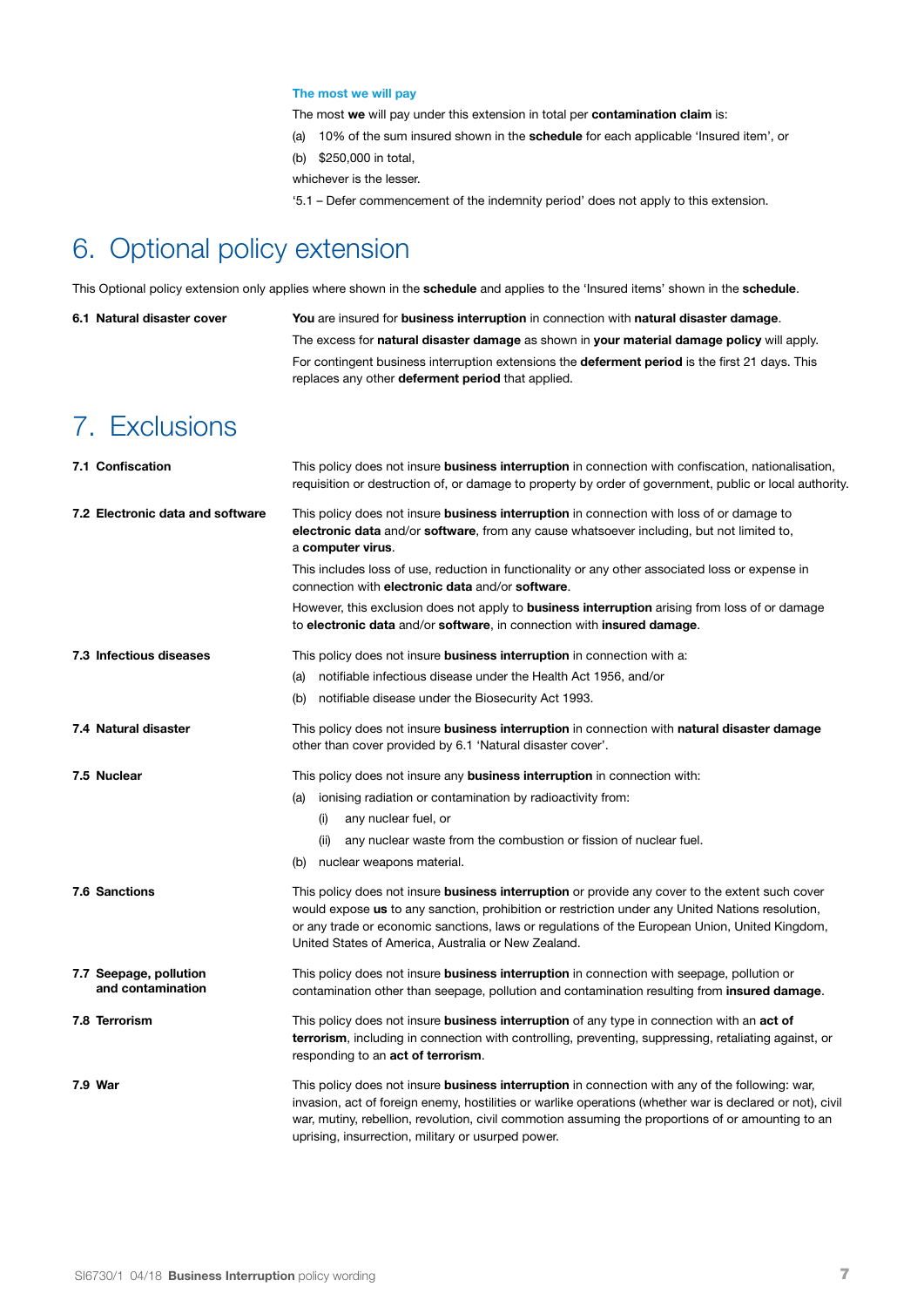#### The most we will pay

The most **we** will pay under this extension in total per **contamination claim** is:

(a) 10% of the sum insured shown in the **schedule** for each applicable 'Insured item', or

(b) $250,000 in total,

whichever is the lesser.

'5.1 – Defer commencement of the indemnity period' does not apply to this extension.

# 6. Optional policy extension

This Optional policy extension only applies where shown in the **schedule** and applies to the 'Insured items' shown in the **schedule**.

**6.1 Natural disaster cover**

**You** are insured for **business interruption** in connection with **natural disaster damage**.

The excess for **natural disaster damage** as shown in **your material damage policy** will apply.

For contingent business interruption extensions the **deferment period** is the first 21 days. This replaces any other **deferment period** that applied.

# 7. Exclusions

**7.1 Confiscation**

This policy does not insure **business interruption** in connection with confiscation, nationalisation, requisition or destruction of, or damage to property by order of government, public or local authority.

**7.2 Electronic data and software**

This policy does not insure **business interruption** in connection with loss of or damage to **electronic data** and/or **software**, from any cause whatsoever including, but not limited to, a **computer virus**.

This includes loss of use, reduction in functionality or any other associated loss or expense in connection with **electronic data** and/or **software**.

However, this exclusion does not apply to **business interruption** arising from loss of or damage to **electronic data** and/or **software**, in connection with **insured damage**.

**7.3 Infectious diseases**

This policy does not insure **business interruption** in connection with a:

(a) notifiable infectious disease under the Health Act 1956, and/or

(b) notifiable disease under the Biosecurity Act 1993.

**7.4 Natural disaster**

This policy does not insure **business interruption** in connection with **natural disaster damage** other than cover provided by 6.1 'Natural disaster cover'.

**7.5 Nuclear**

This policy does not insure any **business interruption** in connection with:

(a) ionising radiation or contamination by radioactivity from:

  (i) any nuclear fuel, or

  (ii) any nuclear waste from the combustion or fission of nuclear fuel.

(b) nuclear weapons material.

**7.6 Sanctions**

This policy does not insure **business interruption** or provide any cover to the extent such cover would expose **us** to any sanction, prohibition or restriction under any United Nations resolution, or any trade or economic sanctions, laws or regulations of the European Union, United Kingdom, United States of America, Australia or New Zealand.

**7.7 Seepage, pollution and contamination**

This policy does not insure **business interruption** in connection with seepage, pollution or contamination other than seepage, pollution and contamination resulting from **insured damage**.

**7.8 Terrorism**

This policy does not insure **business interruption** of any type in connection with an **act of terrorism**, including in connection with controlling, preventing, suppressing, retaliating against, or responding to an **act of terrorism**.

**7.9 War**

This policy does not insure **business interruption** in connection with any of the following: war, invasion, act of foreign enemy, hostilities or warlike operations (whether war is declared or not), civil war, mutiny, rebellion, revolution, civil commotion assuming the proportions of or amounting to an uprising, insurrection, military or usurped power.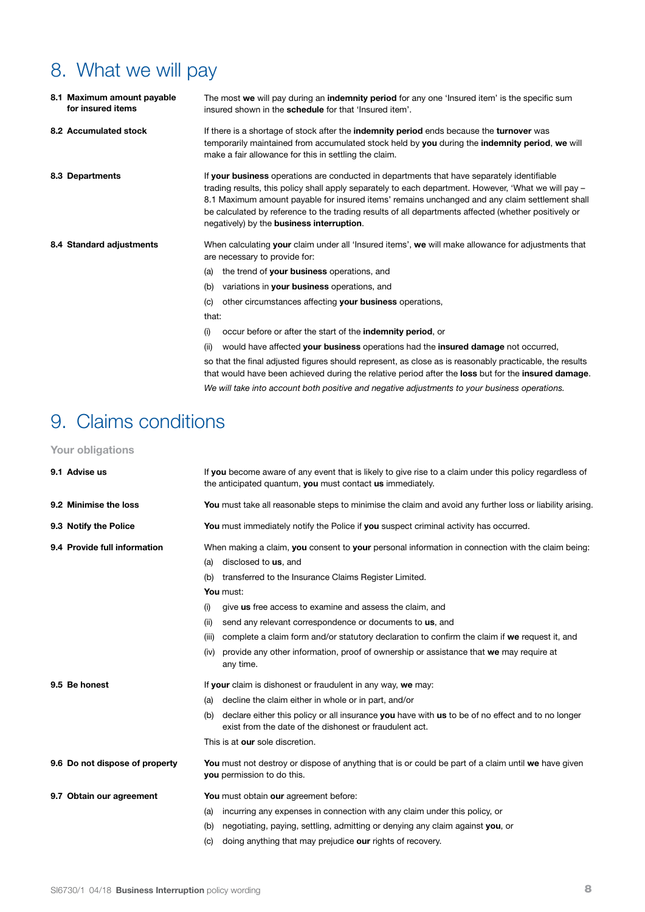# 8. What we will pay

**8.1 Maximum amount payable for insured items**

The most **we** will pay during an **indemnity period** for any one 'Insured item' is the specific sum insured shown in the **schedule** for that 'Insured item'.

**8.2 Accumulated stock**

If there is a shortage of stock after the **indemnity period** ends because the **turnover** was temporarily maintained from accumulated stock held by **you** during the **indemnity period**, **we** will make a fair allowance for this in settling the claim.

**8.3 Departments**

If **your business** operations are conducted in departments that have separately identifiable trading results, this policy shall apply separately to each department. However, 'What we will pay – 8.1 Maximum amount payable for insured items' remains unchanged and any claim settlement shall be calculated by reference to the trading results of all departments affected (whether positively or negatively) by the **business interruption**.

**8.4 Standard adjustments**

When calculating **your** claim under all 'Insured items', **we** will make allowance for adjustments that are necessary to provide for:

(a) the trend of **your business** operations, and

(b) variations in **your business** operations, and

(c) other circumstances affecting **your business** operations,

that:

(i) occur before or after the start of the **indemnity period**, or

(ii) would have affected **your business** operations had the **insured damage** not occurred,

so that the final adjusted figures should represent, as close as is reasonably practicable, the results that would have been achieved during the relative period after the **loss** but for the **insured damage**.

*We will take into account both positive and negative adjustments to your business operations.*

# 9. Claims conditions

## Your obligations

**9.1 Advise us**

If **you** become aware of any event that is likely to give rise to a claim under this policy regardless of the anticipated quantum, **you** must contact **us** immediately.

**9.2 Minimise the loss**

**You** must take all reasonable steps to minimise the claim and avoid any further loss or liability arising.

**9.3 Notify the Police**

**You** must immediately notify the Police if **you** suspect criminal activity has occurred.

**9.4 Provide full information**

When making a claim, **you** consent to **your** personal information in connection with the claim being:

(a) disclosed to **us**, and

(b) transferred to the Insurance Claims Register Limited.

**You** must:

(i) give **us** free access to examine and assess the claim, and

(ii) send any relevant correspondence or documents to **us**, and

(iii) complete a claim form and/or statutory declaration to confirm the claim if **we** request it, and

(iv) provide any other information, proof of ownership or assistance that **we** may require at any time.

**9.5 Be honest**

If **your** claim is dishonest or fraudulent in any way, **we** may:

(a) decline the claim either in whole or in part, and/or

(b) declare either this policy or all insurance **you** have with **us** to be of no effect and to no longer exist from the date of the dishonest or fraudulent act.

This is at **our** sole discretion.

**9.6 Do not dispose of property**

**You** must not destroy or dispose of anything that is or could be part of a claim until **we** have given **you** permission to do this.

**9.7 Obtain our agreement**

**You** must obtain **our** agreement before:

(a) incurring any expenses in connection with any claim under this policy, or

(b) negotiating, paying, settling, admitting or denying any claim against **you**, or

(c) doing anything that may prejudice **our** rights of recovery.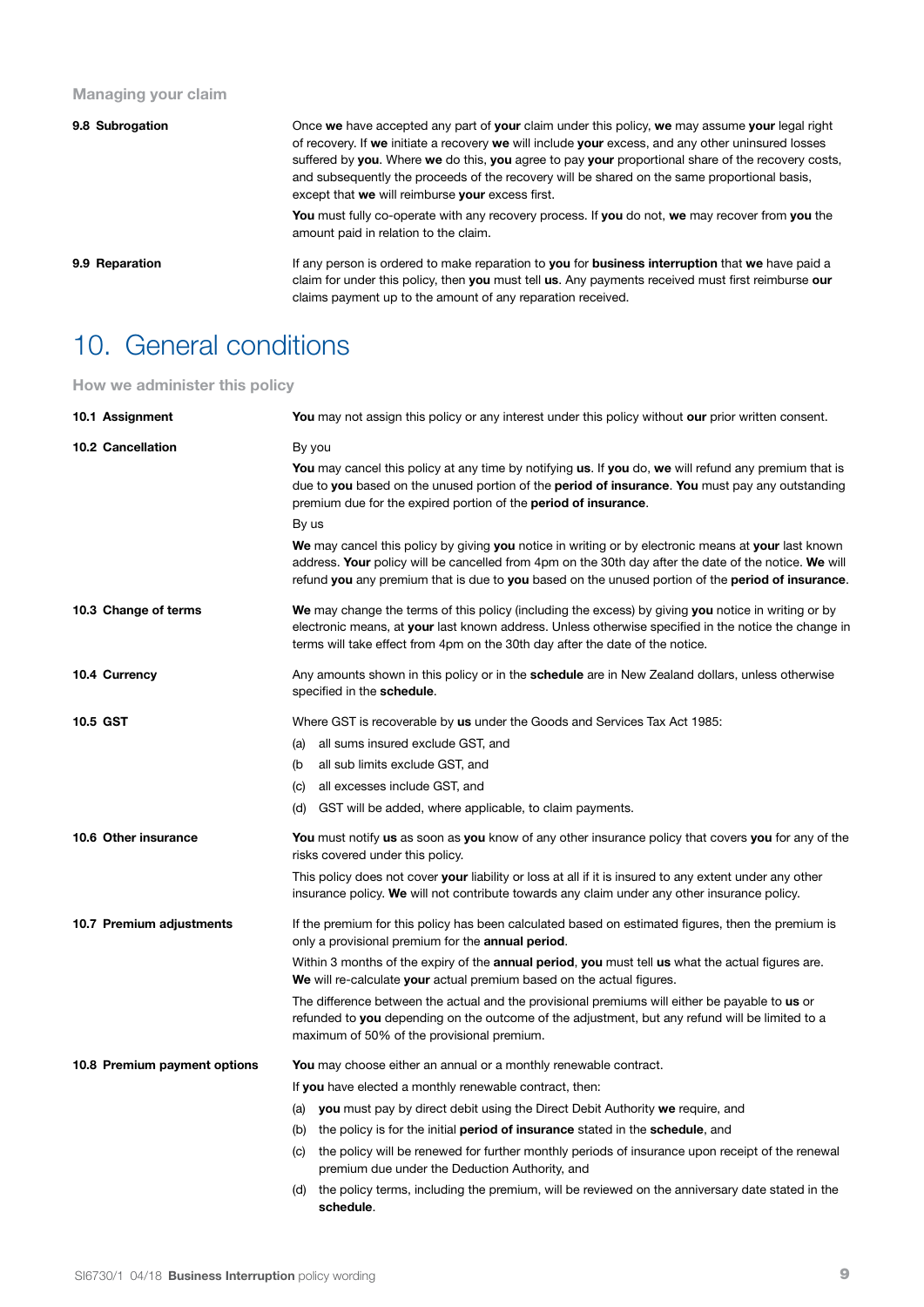### Managing your claim

**9.8 Subrogation**

Once **we** have accepted any part of **your** claim under this policy, **we** may assume **your** legal right of recovery. If **we** initiate a recovery **we** will include **your** excess, and any other uninsured losses suffered by **you**. Where **we** do this, **you** agree to pay **your** proportional share of the recovery costs, and subsequently the proceeds of the recovery will be shared on the same proportional basis, except that **we** will reimburse **your** excess first.

**You** must fully co-operate with any recovery process. If **you** do not, **we** may recover from **you** the amount paid in relation to the claim.

**9.9 Reparation**

If any person is ordered to make reparation to **you** for **business interruption** that **we** have paid a claim for under this policy, then **you** must tell **us**. Any payments received must first reimburse **our** claims payment up to the amount of any reparation received.

# 10. General conditions

### How we administer this policy

**10.1 Assignment**

**You** may not assign this policy or any interest under this policy without **our** prior written consent.

**10.2 Cancellation**

By you

**You** may cancel this policy at any time by notifying **us**. If **you** do, **we** will refund any premium that is due to **you** based on the unused portion of the **period of insurance**. **You** must pay any outstanding premium due for the expired portion of the **period of insurance**.

By us

**We** may cancel this policy by giving **you** notice in writing or by electronic means at **your** last known address. **Your** policy will be cancelled from 4pm on the 30th day after the date of the notice. **We** will refund **you** any premium that is due to **you** based on the unused portion of the **period of insurance**.

**10.3 Change of terms**

**We** may change the terms of this policy (including the excess) by giving **you** notice in writing or by electronic means, at **your** last known address. Unless otherwise specified in the notice the change in terms will take effect from 4pm on the 30th day after the date of the notice.

**10.4 Currency**

Any amounts shown in this policy or in the **schedule** are in New Zealand dollars, unless otherwise specified in the **schedule**.

**10.5 GST**

Where GST is recoverable by **us** under the Goods and Services Tax Act 1985:

(a) all sums insured exclude GST, and

(b all sub limits exclude GST, and

(c) all excesses include GST, and

(d) GST will be added, where applicable, to claim payments.

**10.6 Other insurance**

**You** must notify **us** as soon as **you** know of any other insurance policy that covers **you** for any of the risks covered under this policy.

This policy does not cover **your** liability or loss at all if it is insured to any extent under any other insurance policy. **We** will not contribute towards any claim under any other insurance policy.

**10.7 Premium adjustments**

If the premium for this policy has been calculated based on estimated figures, then the premium is only a provisional premium for the **annual period**.

Within 3 months of the expiry of the **annual period**, **you** must tell **us** what the actual figures are. **We** will re-calculate **your** actual premium based on the actual figures.

The difference between the actual and the provisional premiums will either be payable to **us** or refunded to **you** depending on the outcome of the adjustment, but any refund will be limited to a maximum of 50% of the provisional premium.

**10.8 Premium payment options**

**You** may choose either an annual or a monthly renewable contract.

If **you** have elected a monthly renewable contract, then:

(a) **you** must pay by direct debit using the Direct Debit Authority **we** require, and

(b) the policy is for the initial **period of insurance** stated in the **schedule**, and

(c) the policy will be renewed for further monthly periods of insurance upon receipt of the renewal premium due under the Deduction Authority, and

(d) the policy terms, including the premium, will be reviewed on the anniversary date stated in the **schedule**.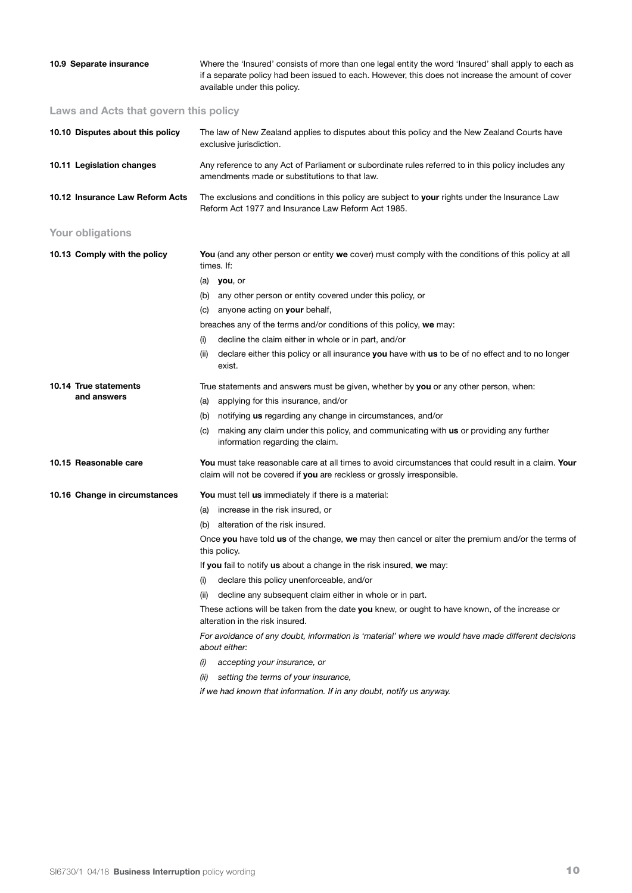**10.9 Separate insurance**

Where the 'Insured' consists of more than one legal entity the word 'Insured' shall apply to each as if a separate policy had been issued to each. However, this does not increase the amount of cover available under this policy.

### Laws and Acts that govern this policy

**10.10 Disputes about this policy**

The law of New Zealand applies to disputes about this policy and the New Zealand Courts have exclusive jurisdiction.

**10.11 Legislation changes**

Any reference to any Act of Parliament or subordinate rules referred to in this policy includes any amendments made or substitutions to that law.

**10.12 Insurance Law Reform Acts**

The exclusions and conditions in this policy are subject to **your** rights under the Insurance Law Reform Act 1977 and Insurance Law Reform Act 1985.

### Your obligations

**10.13 Comply with the policy**

**You** (and any other person or entity **we** cover) must comply with the conditions of this policy at all times. If:

(a) **you**, or

(b) any other person or entity covered under this policy, or

(c) anyone acting on **your** behalf,

breaches any of the terms and/or conditions of this policy, **we** may:

(i) decline the claim either in whole or in part, and/or

(ii) declare either this policy or all insurance **you** have with **us** to be of no effect and to no longer exist.

**10.14 True statements and answers**

True statements and answers must be given, whether by **you** or any other person, when:

(a) applying for this insurance, and/or

(b) notifying **us** regarding any change in circumstances, and/or

(c) making any claim under this policy, and communicating with **us** or providing any further information regarding the claim.

**10.15 Reasonable care**

**You** must take reasonable care at all times to avoid circumstances that could result in a claim. **Your** claim will not be covered if **you** are reckless or grossly irresponsible.

**10.16 Change in circumstances**

**You** must tell **us** immediately if there is a material:

(a) increase in the risk insured, or

(b) alteration of the risk insured.

Once **you** have told **us** of the change, **we** may then cancel or alter the premium and/or the terms of this policy.

If **you** fail to notify **us** about a change in the risk insured, **we** may:

(i) declare this policy unenforceable, and/or

(ii) decline any subsequent claim either in whole or in part.

These actions will be taken from the date **you** knew, or ought to have known, of the increase or alteration in the risk insured.

*For avoidance of any doubt, information is 'material' where we would have made different decisions about either:*

*(i) accepting your insurance, or*

*(ii) setting the terms of your insurance,*

*if we had known that information. If in any doubt, notify us anyway.*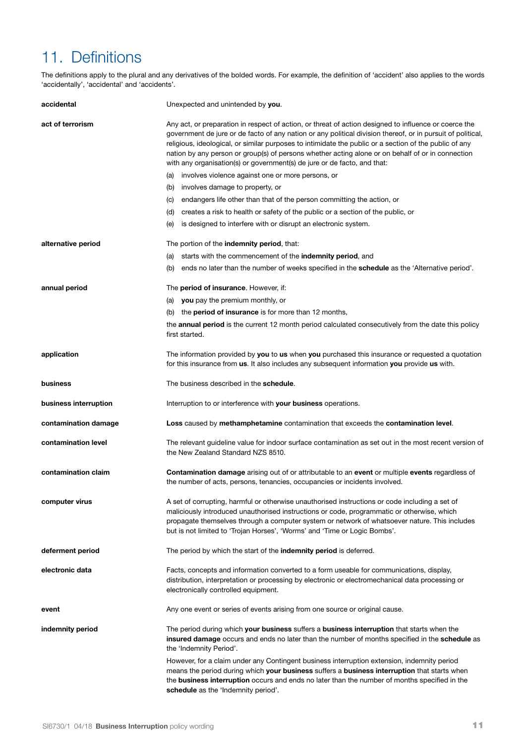# 11. Definitions

The definitions apply to the plural and any derivatives of the bolded words. For example, the definition of 'accident' also applies to the words 'accidentally', 'accidental' and 'accidents'.

**accidental**

Unexpected and unintended by **you**.

**act of terrorism**

Any act, or preparation in respect of action, or threat of action designed to influence or coerce the government de jure or de facto of any nation or any political division thereof, or in pursuit of political, religious, ideological, or similar purposes to intimidate the public or a section of the public of any nation by any person or group(s) of persons whether acting alone or on behalf of or in connection with any organisation(s) or government(s) de jure or de facto, and that:

(a) involves violence against one or more persons, or
(b) involves damage to property, or
(c) endangers life other than that of the person committing the action, or
(d) creates a risk to health or safety of the public or a section of the public, or
(e) is designed to interfere with or disrupt an electronic system.

**alternative period**

The portion of the **indemnity period**, that:

(a) starts with the commencement of the **indemnity period**, and
(b) ends no later than the number of weeks specified in the **schedule** as the 'Alternative period'.

**annual period**

The **period of insurance**. However, if:

(a) **you** pay the premium monthly, or
(b) the **period of insurance** is for more than 12 months,

the **annual period** is the current 12 month period calculated consecutively from the date this policy first started.

**application**

The information provided by **you** to **us** when **you** purchased this insurance or requested a quotation for this insurance from **us**. It also includes any subsequent information **you** provide **us** with.

**business**

The business described in the **schedule**.

**business interruption**

Interruption to or interference with **your business** operations.

**contamination damage**

**Loss** caused by **methamphetamine** contamination that exceeds the **contamination level**.

**contamination level**

The relevant guideline value for indoor surface contamination as set out in the most recent version of the New Zealand Standard NZS 8510.

**contamination claim**

**Contamination damage** arising out of or attributable to an **event** or multiple **events** regardless of the number of acts, persons, tenancies, occupancies or incidents involved.

**computer virus**

A set of corrupting, harmful or otherwise unauthorised instructions or code including a set of maliciously introduced unauthorised instructions or code, programmatic or otherwise, which propagate themselves through a computer system or network of whatsoever nature. This includes but is not limited to 'Trojan Horses', 'Worms' and 'Time or Logic Bombs'.

**deferment period**

The period by which the start of the **indemnity period** is deferred.

**electronic data**

Facts, concepts and information converted to a form useable for communications, display, distribution, interpretation or processing by electronic or electromechanical data processing or electronically controlled equipment.

**event**

Any one event or series of events arising from one source or original cause.

**indemnity period**

The period during which **your business** suffers a **business interruption** that starts when the **insured damage** occurs and ends no later than the number of months specified in the **schedule** as the 'Indemnity Period'.

However, for a claim under any Contingent business interruption extension, indemnity period means the period during which **your business** suffers a **business interruption** that starts when the **business interruption** occurs and ends no later than the number of months specified in the **schedule** as the 'Indemnity period'.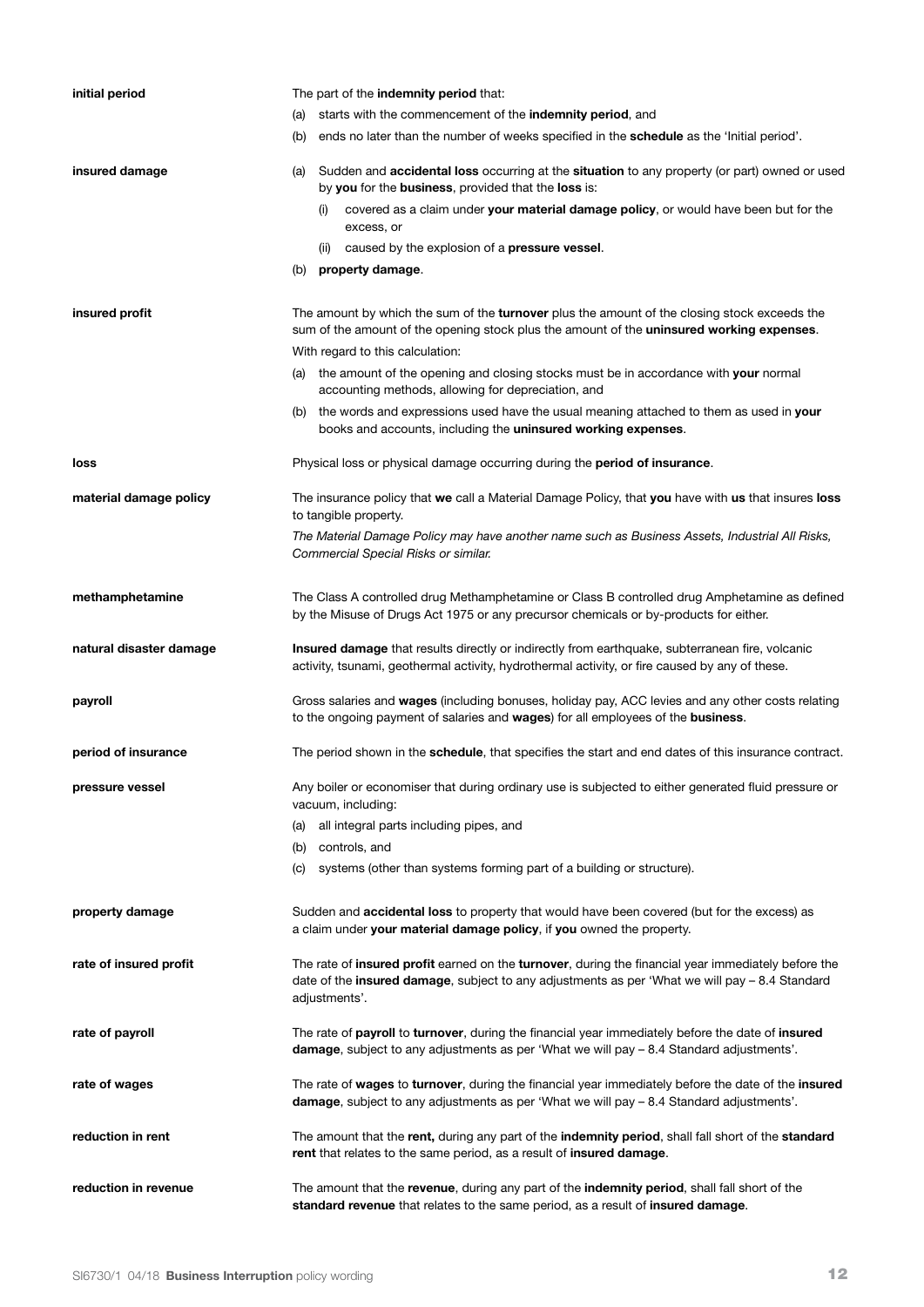**initial period**

The part of the **indemnity period** that:

(a) starts with the commencement of the **indemnity period**, and

(b) ends no later than the number of weeks specified in the **schedule** as the 'Initial period'.

**insured damage**

(a) Sudden and **accidental loss** occurring at the **situation** to any property (or part) owned or used by **you** for the **business**, provided that the **loss** is:

(i) covered as a claim under **your material damage policy**, or would have been but for the excess, or

(ii) caused by the explosion of a **pressure vessel**.

(b) **property damage**.

**insured profit**

The amount by which the sum of the **turnover** plus the amount of the closing stock exceeds the sum of the amount of the opening stock plus the amount of the **uninsured working expenses**.

With regard to this calculation:

(a) the amount of the opening and closing stocks must be in accordance with **your** normal accounting methods, allowing for depreciation, and

(b) the words and expressions used have the usual meaning attached to them as used in **your** books and accounts, including the **uninsured working expenses**.

**loss**

Physical loss or physical damage occurring during the **period of insurance**.

**material damage policy**

The insurance policy that **we** call a Material Damage Policy, that **you** have with **us** that insures **loss** to tangible property.

*The Material Damage Policy may have another name such as Business Assets, Industrial All Risks, Commercial Special Risks or similar.*

**methamphetamine**

The Class A controlled drug Methamphetamine or Class B controlled drug Amphetamine as defined by the Misuse of Drugs Act 1975 or any precursor chemicals or by-products for either.

**natural disaster damage**

**Insured damage** that results directly or indirectly from earthquake, subterranean fire, volcanic activity, tsunami, geothermal activity, hydrothermal activity, or fire caused by any of these.

**payroll**

Gross salaries and **wages** (including bonuses, holiday pay, ACC levies and any other costs relating to the ongoing payment of salaries and **wages**) for all employees of the **business**.

**period of insurance**

The period shown in the **schedule**, that specifies the start and end dates of this insurance contract.

**pressure vessel**

Any boiler or economiser that during ordinary use is subjected to either generated fluid pressure or vacuum, including:

(a) all integral parts including pipes, and

(b) controls, and

(c) systems (other than systems forming part of a building or structure).

**property damage**

Sudden and **accidental loss** to property that would have been covered (but for the excess) as a claim under **your material damage policy**, if **you** owned the property.

**rate of insured profit**

The rate of **insured profit** earned on the **turnover**, during the financial year immediately before the date of the **insured damage**, subject to any adjustments as per 'What we will pay – 8.4 Standard adjustments'.

**rate of payroll**

The rate of **payroll** to **turnover**, during the financial year immediately before the date of **insured damage**, subject to any adjustments as per 'What we will pay – 8.4 Standard adjustments'.

**rate of wages**

The rate of **wages** to **turnover**, during the financial year immediately before the date of the **insured damage**, subject to any adjustments as per 'What we will pay – 8.4 Standard adjustments'.

**reduction in rent**

The amount that the **rent,** during any part of the **indemnity period**, shall fall short of the **standard rent** that relates to the same period, as a result of **insured damage**.

**reduction in revenue**

The amount that the **revenue**, during any part of the **indemnity period**, shall fall short of the **standard revenue** that relates to the same period, as a result of **insured damage**.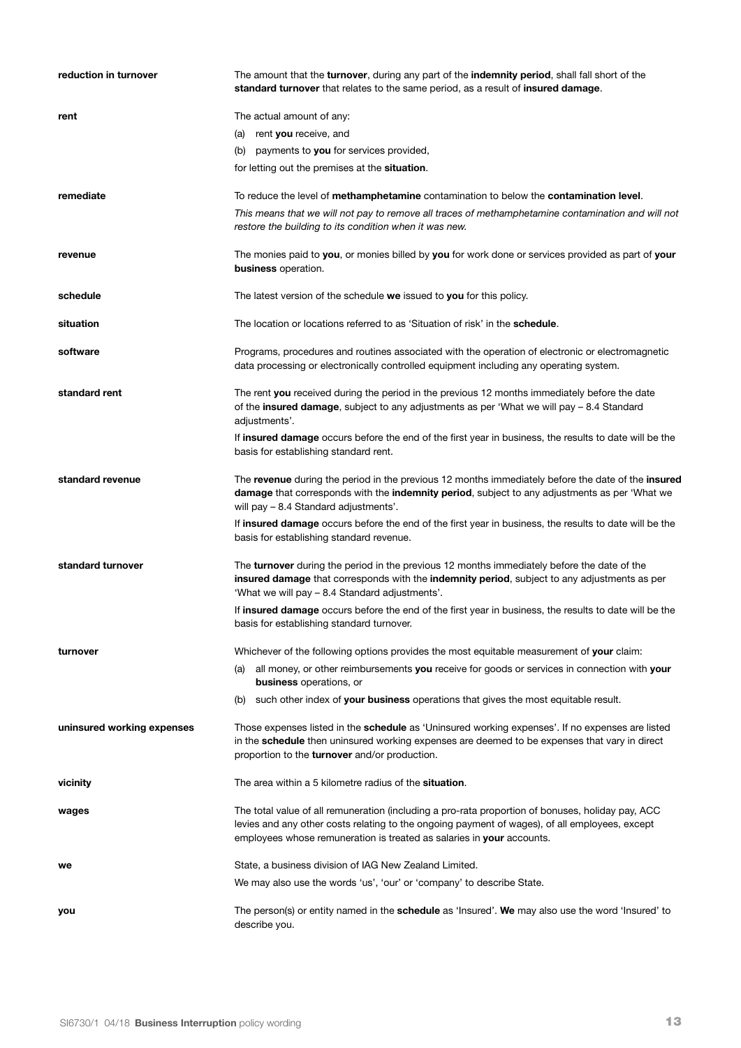**reduction in turnover**
The amount that the **turnover**, during any part of the **indemnity period**, shall fall short of the **standard turnover** that relates to the same period, as a result of **insured damage**.

**rent**
The actual amount of any:

(a) rent **you** receive, and

(b) payments to **you** for services provided,

for letting out the premises at the **situation**.

**remediate**
To reduce the level of **methamphetamine** contamination to below the **contamination level**.

*This means that we will not pay to remove all traces of methamphetamine contamination and will not restore the building to its condition when it was new.*

**revenue**
The monies paid to **you**, or monies billed by **you** for work done or services provided as part of **your business** operation.

**schedule**
The latest version of the schedule **we** issued to **you** for this policy.

**situation**
The location or locations referred to as 'Situation of risk' in the **schedule**.

**software**
Programs, procedures and routines associated with the operation of electronic or electromagnetic data processing or electronically controlled equipment including any operating system.

**standard rent**
The rent **you** received during the period in the previous 12 months immediately before the date of the **insured damage**, subject to any adjustments as per 'What we will pay – 8.4 Standard adjustments'.

If **insured damage** occurs before the end of the first year in business, the results to date will be the basis for establishing standard rent.

**standard revenue**
The **revenue** during the period in the previous 12 months immediately before the date of the **insured damage** that corresponds with the **indemnity period**, subject to any adjustments as per 'What we will pay – 8.4 Standard adjustments'.

If **insured damage** occurs before the end of the first year in business, the results to date will be the basis for establishing standard revenue.

**standard turnover**
The **turnover** during the period in the previous 12 months immediately before the date of the **insured damage** that corresponds with the **indemnity period**, subject to any adjustments as per 'What we will pay – 8.4 Standard adjustments'.

If **insured damage** occurs before the end of the first year in business, the results to date will be the basis for establishing standard turnover.

**turnover**
Whichever of the following options provides the most equitable measurement of **your** claim:

(a) all money, or other reimbursements **you** receive for goods or services in connection with **your business** operations, or

(b) such other index of **your business** operations that gives the most equitable result.

**uninsured working expenses**
Those expenses listed in the **schedule** as 'Uninsured working expenses'. If no expenses are listed in the **schedule** then uninsured working expenses are deemed to be expenses that vary in direct proportion to the **turnover** and/or production.

**vicinity**
The area within a 5 kilometre radius of the **situation**.

**wages**
The total value of all remuneration (including a pro-rata proportion of bonuses, holiday pay, ACC levies and any other costs relating to the ongoing payment of wages), of all employees, except employees whose remuneration is treated as salaries in **your** accounts.

**we**
State, a business division of IAG New Zealand Limited.

We may also use the words 'us', 'our' or 'company' to describe State.

**you**
The person(s) or entity named in the **schedule** as 'Insured'. **We** may also use the word 'Insured' to describe you.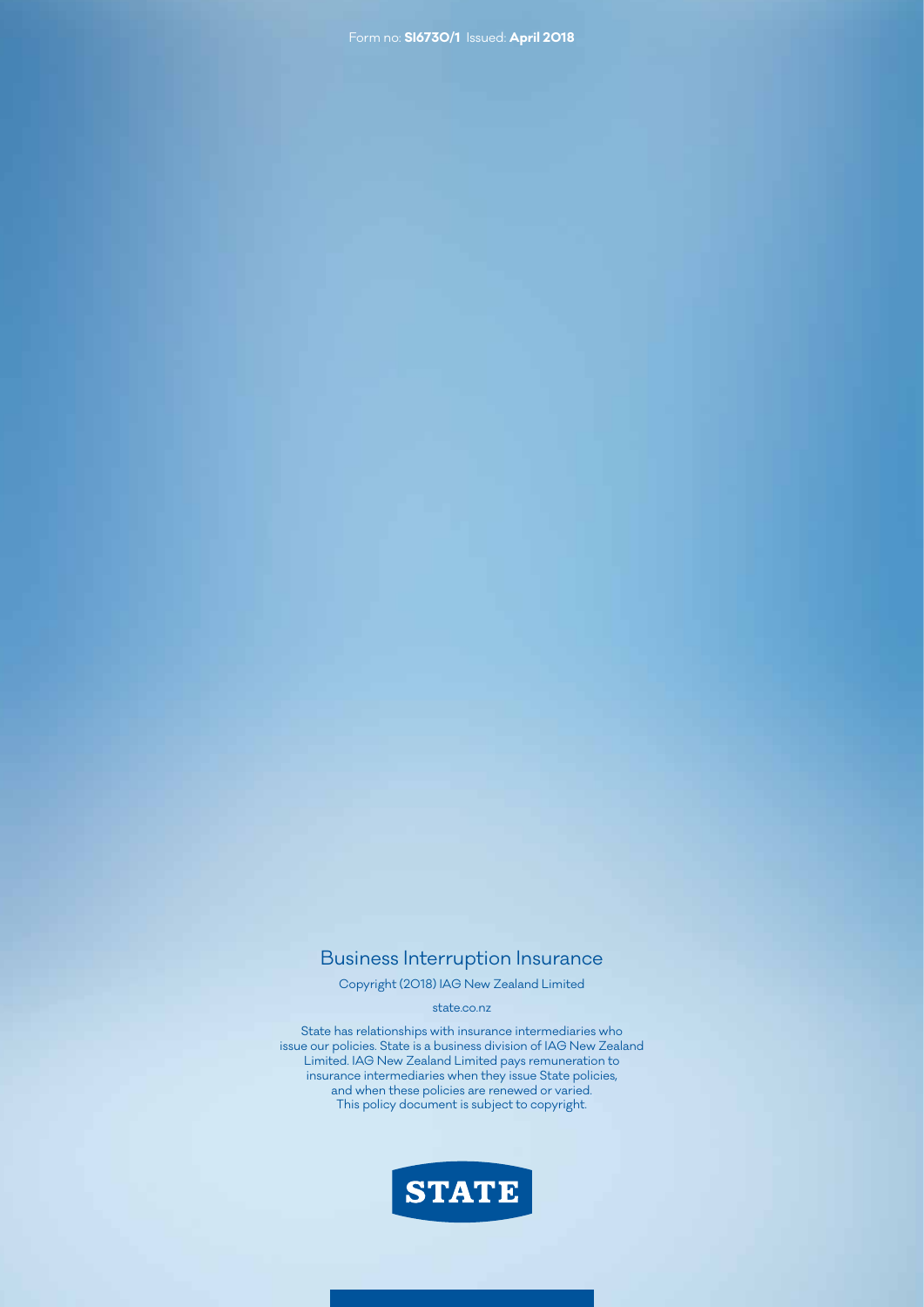Form no: **SI6730/1** Issued: **April 2018**

## Business Interruption Insurance

Copyright (2018) IAG New Zealand Limited

state.co.nz

State has relationships with insurance intermediaries who issue our policies. State is a business division of IAG New Zealand Limited. IAG New Zealand Limited pays remuneration to insurance intermediaries when they issue State policies, and when these policies are renewed or varied. This policy document is subject to copyright.

STATE